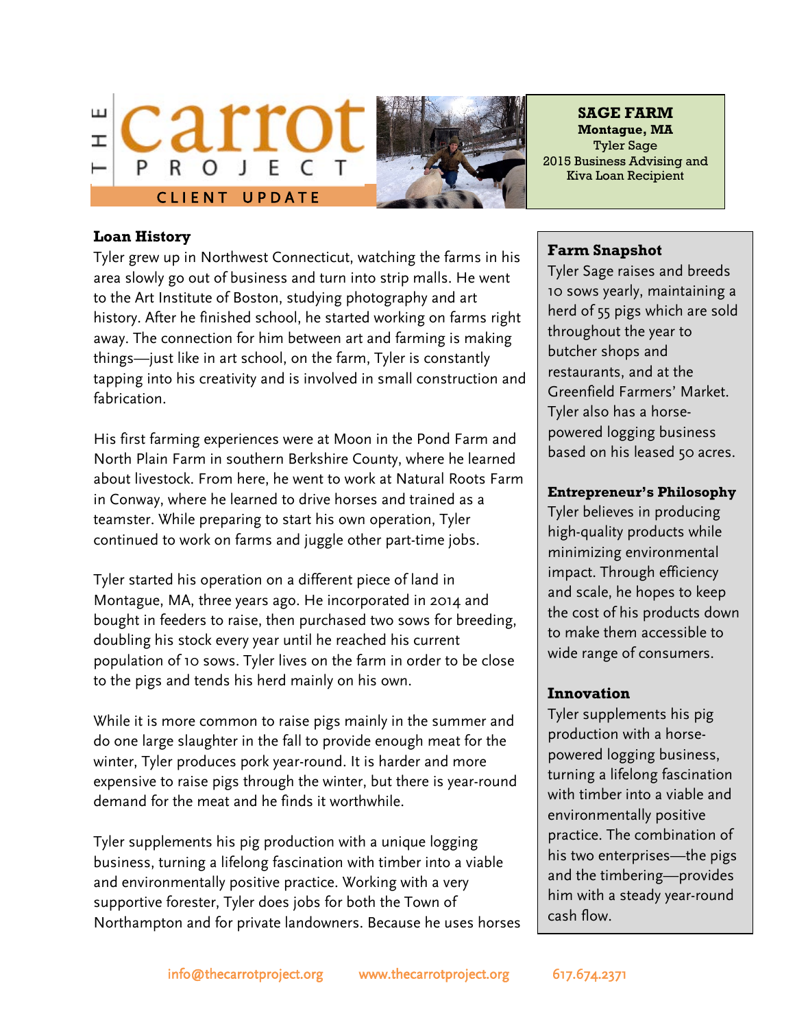# THE carrot PROJECT

CLIENT UPDATE

**SAGE FARM**
**Montague, MA**
Tyler Sage
2015 Business Advising and Kiva Loan Recipient

## Loan History

Tyler grew up in Northwest Connecticut, watching the farms in his area slowly go out of business and turn into strip malls. He went to the Art Institute of Boston, studying photography and art history. After he finished school, he started working on farms right away. The connection for him between art and farming is making things—just like in art school, on the farm, Tyler is constantly tapping into his creativity and is involved in small construction and fabrication.

His first farming experiences were at Moon in the Pond Farm and North Plain Farm in southern Berkshire County, where he learned about livestock. From here, he went to work at Natural Roots Farm in Conway, where he learned to drive horses and trained as a teamster. While preparing to start his own operation, Tyler continued to work on farms and juggle other part-time jobs.

Tyler started his operation on a different piece of land in Montague, MA, three years ago. He incorporated in 2014 and bought in feeders to raise, then purchased two sows for breeding, doubling his stock every year until he reached his current population of 10 sows. Tyler lives on the farm in order to be close to the pigs and tends his herd mainly on his own.

While it is more common to raise pigs mainly in the summer and do one large slaughter in the fall to provide enough meat for the winter, Tyler produces pork year-round. It is harder and more expensive to raise pigs through the winter, but there is year-round demand for the meat and he finds it worthwhile.

Tyler supplements his pig production with a unique logging business, turning a lifelong fascination with timber into a viable and environmentally positive practice. Working with a very supportive forester, Tyler does jobs for both the Town of Northampton and for private landowners. Because he uses horses

### Farm Snapshot

Tyler Sage raises and breeds 10 sows yearly, maintaining a herd of 55 pigs which are sold throughout the year to butcher shops and restaurants, and at the Greenfield Farmers' Market. Tyler also has a horse-powered logging business based on his leased 50 acres.

### Entrepreneur's Philosophy

Tyler believes in producing high-quality products while minimizing environmental impact. Through efficiency and scale, he hopes to keep the cost of his products down to make them accessible to wide range of consumers.

### Innovation

Tyler supplements his pig production with a horse-powered logging business, turning a lifelong fascination with timber into a viable and environmentally positive practice. The combination of his two enterprises—the pigs and the timbering—provides him with a steady year-round cash flow.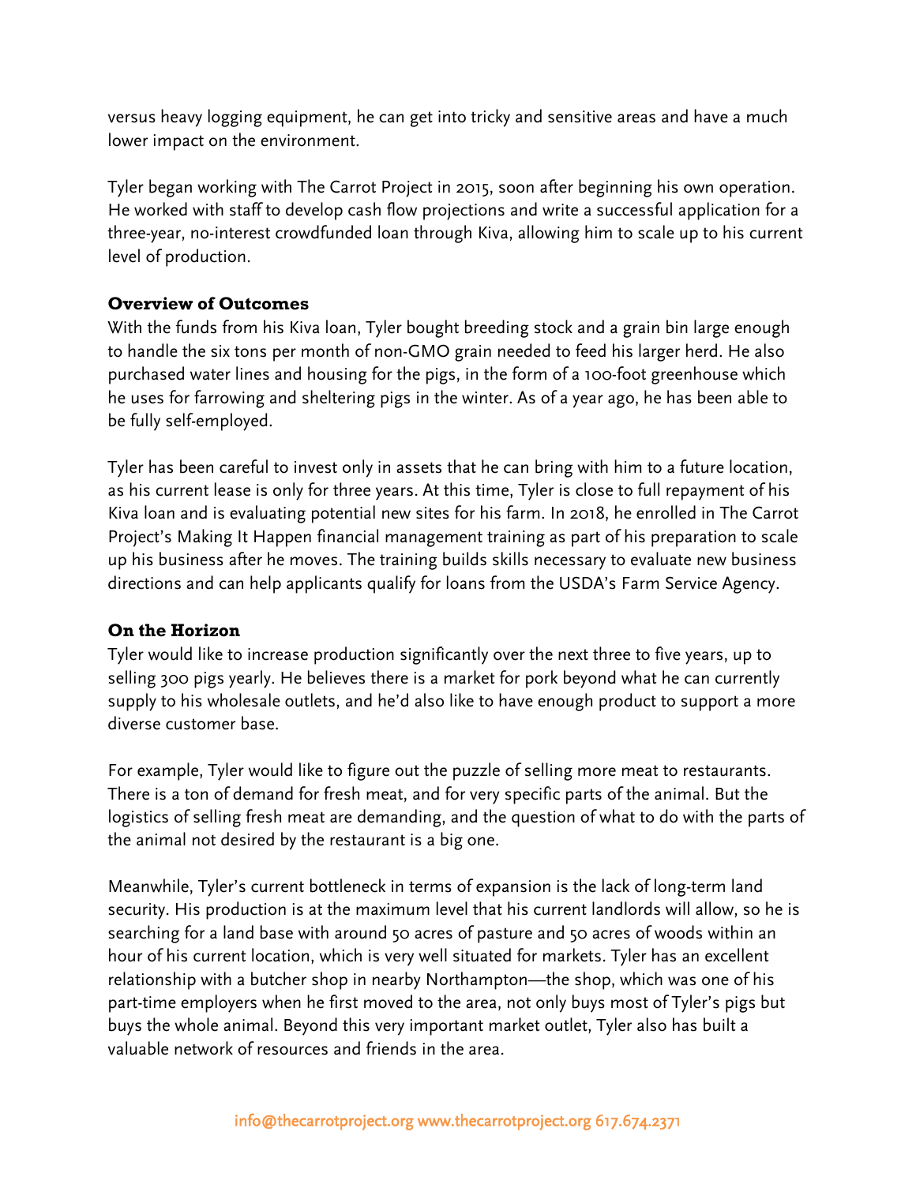versus heavy logging equipment, he can get into tricky and sensitive areas and have a much lower impact on the environment.

Tyler began working with The Carrot Project in 2015, soon after beginning his own operation. He worked with staff to develop cash flow projections and write a successful application for a three-year, no-interest crowdfunded loan through Kiva, allowing him to scale up to his current level of production.

### Overview of Outcomes

With the funds from his Kiva loan, Tyler bought breeding stock and a grain bin large enough to handle the six tons per month of non-GMO grain needed to feed his larger herd. He also purchased water lines and housing for the pigs, in the form of a 100-foot greenhouse which he uses for farrowing and sheltering pigs in the winter. As of a year ago, he has been able to be fully self-employed.

Tyler has been careful to invest only in assets that he can bring with him to a future location, as his current lease is only for three years. At this time, Tyler is close to full repayment of his Kiva loan and is evaluating potential new sites for his farm. In 2018, he enrolled in The Carrot Project's Making It Happen financial management training as part of his preparation to scale up his business after he moves. The training builds skills necessary to evaluate new business directions and can help applicants qualify for loans from the USDA's Farm Service Agency.

### On the Horizon

Tyler would like to increase production significantly over the next three to five years, up to selling 300 pigs yearly. He believes there is a market for pork beyond what he can currently supply to his wholesale outlets, and he'd also like to have enough product to support a more diverse customer base.

For example, Tyler would like to figure out the puzzle of selling more meat to restaurants. There is a ton of demand for fresh meat, and for very specific parts of the animal. But the logistics of selling fresh meat are demanding, and the question of what to do with the parts of the animal not desired by the restaurant is a big one.

Meanwhile, Tyler's current bottleneck in terms of expansion is the lack of long-term land security. His production is at the maximum level that his current landlords will allow, so he is searching for a land base with around 50 acres of pasture and 50 acres of woods within an hour of his current location, which is very well situated for markets. Tyler has an excellent relationship with a butcher shop in nearby Northampton—the shop, which was one of his part-time employers when he first moved to the area, not only buys most of Tyler's pigs but buys the whole animal. Beyond this very important market outlet, Tyler also has built a valuable network of resources and friends in the area.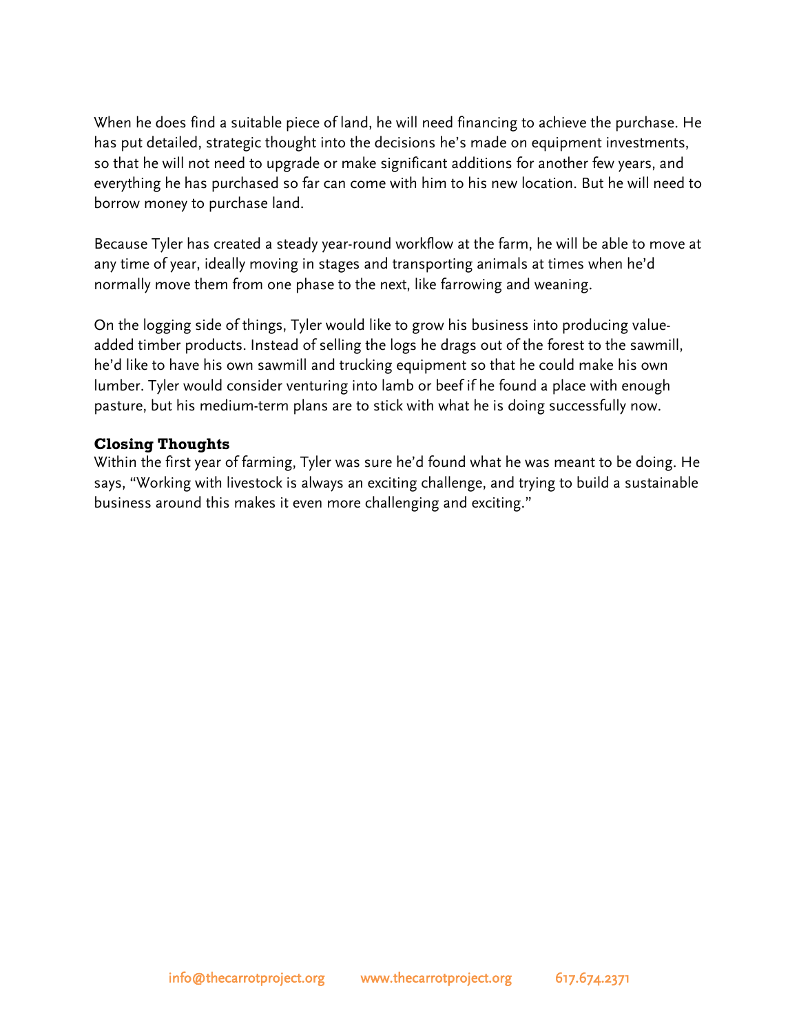When he does find a suitable piece of land, he will need financing to achieve the purchase. He has put detailed, strategic thought into the decisions he's made on equipment investments, so that he will not need to upgrade or make significant additions for another few years, and everything he has purchased so far can come with him to his new location. But he will need to borrow money to purchase land.

Because Tyler has created a steady year-round workflow at the farm, he will be able to move at any time of year, ideally moving in stages and transporting animals at times when he'd normally move them from one phase to the next, like farrowing and weaning.

On the logging side of things, Tyler would like to grow his business into producing value-added timber products. Instead of selling the logs he drags out of the forest to the sawmill, he'd like to have his own sawmill and trucking equipment so that he could make his own lumber. Tyler would consider venturing into lamb or beef if he found a place with enough pasture, but his medium-term plans are to stick with what he is doing successfully now.

**Closing Thoughts**

Within the first year of farming, Tyler was sure he'd found what he was meant to be doing. He says, "Working with livestock is always an exciting challenge, and trying to build a sustainable business around this makes it even more challenging and exciting."